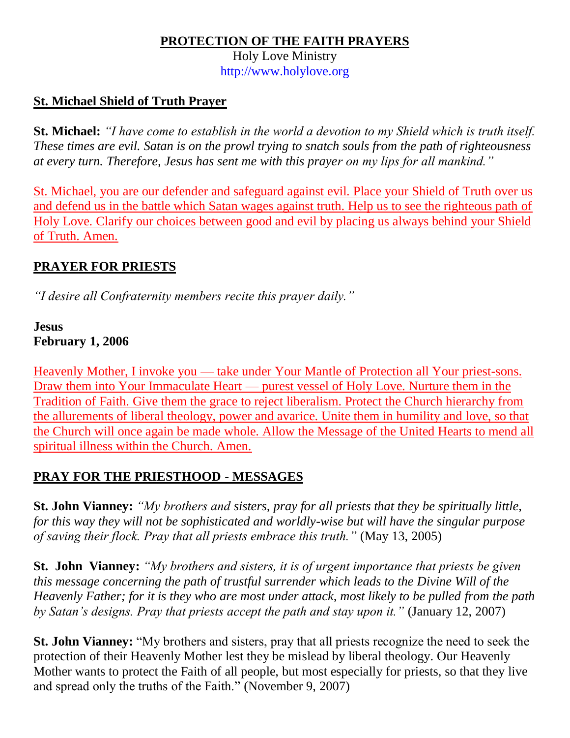# PROTECTION OF THE FAITH PRAYERS

Holy Love Ministry
http://www.holylove.org

## St. Michael Shield of Truth Prayer

**St. Michael:** *"I have come to establish in the world a devotion to my Shield which is truth itself. These times are evil. Satan is on the prowl trying to snatch souls from the path of righteousness at every turn. Therefore, Jesus has sent me with this prayer on my lips for all mankind."*

St. Michael, you are our defender and safeguard against evil. Place your Shield of Truth over us and defend us in the battle which Satan wages against truth. Help us to see the righteous path of Holy Love. Clarify our choices between good and evil by placing us always behind your Shield of Truth. Amen.

## PRAYER FOR PRIESTS

*"I desire all Confraternity members recite this prayer daily."*

**Jesus**
**February 1, 2006**

Heavenly Mother, I invoke you — take under Your Mantle of Protection all Your priest-sons. Draw them into Your Immaculate Heart — purest vessel of Holy Love. Nurture them in the Tradition of Faith. Give them the grace to reject liberalism. Protect the Church hierarchy from the allurements of liberal theology, power and avarice. Unite them in humility and love, so that the Church will once again be made whole. Allow the Message of the United Hearts to mend all spiritual illness within the Church. Amen.

## PRAY FOR THE PRIESTHOOD - MESSAGES

**St. John Vianney:** *"My brothers and sisters, pray for all priests that they be spiritually little, for this way they will not be sophisticated and worldly-wise but will have the singular purpose of saving their flock. Pray that all priests embrace this truth."* (May 13, 2005)

**St. John Vianney:** *"My brothers and sisters, it is of urgent importance that priests be given this message concerning the path of trustful surrender which leads to the Divine Will of the Heavenly Father; for it is they who are most under attack, most likely to be pulled from the path by Satan's designs. Pray that priests accept the path and stay upon it."* (January 12, 2007)

**St. John Vianney:** "My brothers and sisters, pray that all priests recognize the need to seek the protection of their Heavenly Mother lest they be mislead by liberal theology. Our Heavenly Mother wants to protect the Faith of all people, but most especially for priests, so that they live and spread only the truths of the Faith." (November 9, 2007)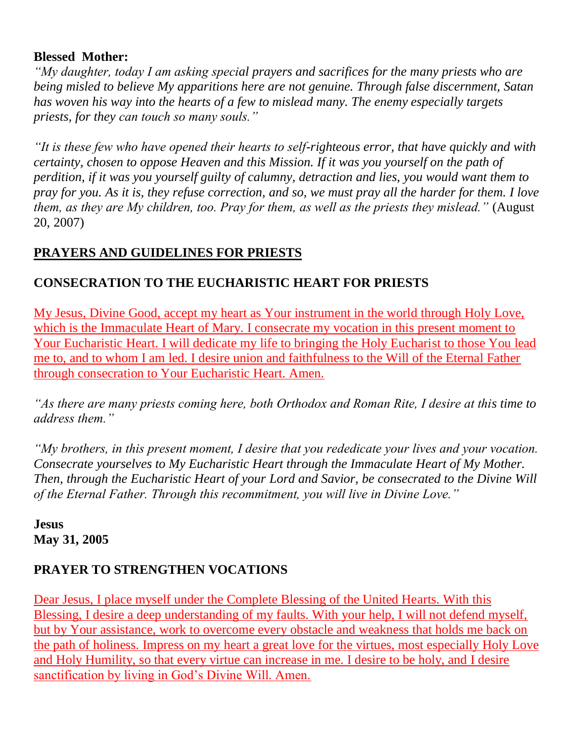**Blessed Mother:**

*"My daughter, today I am asking special prayers and sacrifices for the many priests who are being misled to believe My apparitions here are not genuine. Through false discernment, Satan has woven his way into the hearts of a few to mislead many. The enemy especially targets priests, for they can touch so many souls."*

*"It is these few who have opened their hearts to self-righteous error, that have quickly and with certainty, chosen to oppose Heaven and this Mission. If it was you yourself on the path of perdition, if it was you yourself guilty of calumny, detraction and lies, you would want them to pray for you. As it is, they refuse correction, and so, we must pray all the harder for them. I love them, as they are My children, too. Pray for them, as well as the priests they mislead."* (August 20, 2007)

## PRAYERS AND GUIDELINES FOR PRIESTS

### CONSECRATION TO THE EUCHARISTIC HEART FOR PRIESTS

My Jesus, Divine Good, accept my heart as Your instrument in the world through Holy Love, which is the Immaculate Heart of Mary. I consecrate my vocation in this present moment to Your Eucharistic Heart. I will dedicate my life to bringing the Holy Eucharist to those You lead me to, and to whom I am led. I desire union and faithfulness to the Will of the Eternal Father through consecration to Your Eucharistic Heart. Amen.

*"As there are many priests coming here, both Orthodox and Roman Rite, I desire at this time to address them."*

*"My brothers, in this present moment, I desire that you rededicate your lives and your vocation. Consecrate yourselves to My Eucharistic Heart through the Immaculate Heart of My Mother. Then, through the Eucharistic Heart of your Lord and Savior, be consecrated to the Divine Will of the Eternal Father. Through this recommitment, you will live in Divine Love."*

**Jesus**
**May 31, 2005**

### PRAYER TO STRENGTHEN VOCATIONS

Dear Jesus, I place myself under the Complete Blessing of the United Hearts. With this Blessing, I desire a deep understanding of my faults. With your help, I will not defend myself, but by Your assistance, work to overcome every obstacle and weakness that holds me back on the path of holiness. Impress on my heart a great love for the virtues, most especially Holy Love and Holy Humility, so that every virtue can increase in me. I desire to be holy, and I desire sanctification by living in God's Divine Will. Amen.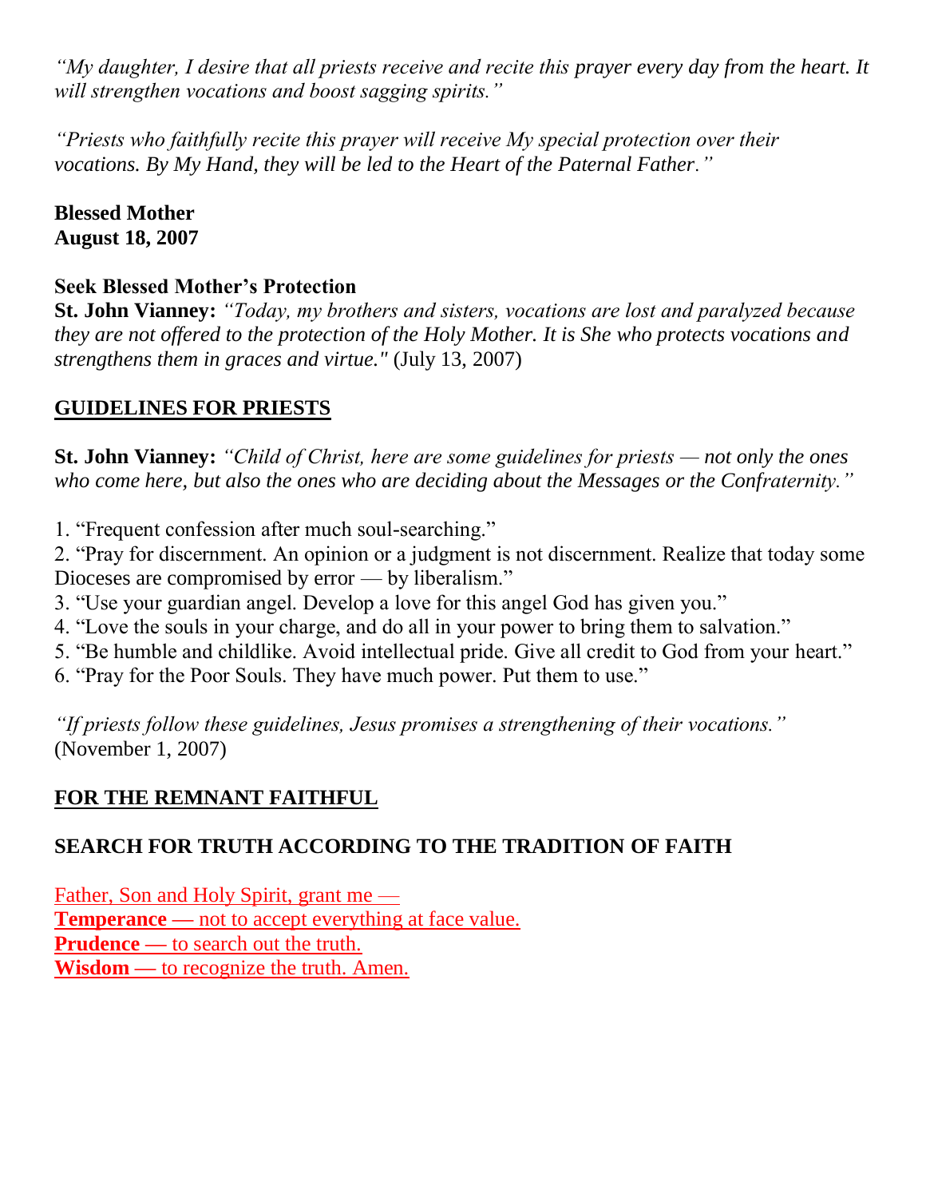*"My daughter, I desire that all priests receive and recite this prayer every day from the heart. It will strengthen vocations and boost sagging spirits."*

*"Priests who faithfully recite this prayer will receive My special protection over their vocations. By My Hand, they will be led to the Heart of the Paternal Father."*

**Blessed Mother**
**August 18, 2007**

**Seek Blessed Mother's Protection**
**St. John Vianney:** *"Today, my brothers and sisters, vocations are lost and paralyzed because they are not offered to the protection of the Holy Mother. It is She who protects vocations and strengthens them in graces and virtue."* (July 13, 2007)

## GUIDELINES FOR PRIESTS

**St. John Vianney:** *"Child of Christ, here are some guidelines for priests — not only the ones who come here, but also the ones who are deciding about the Messages or the Confraternity."*

1. "Frequent confession after much soul-searching."
2. "Pray for discernment. An opinion or a judgment is not discernment. Realize that today some Dioceses are compromised by error — by liberalism."
3. "Use your guardian angel. Develop a love for this angel God has given you."
4. "Love the souls in your charge, and do all in your power to bring them to salvation."
5. "Be humble and childlike. Avoid intellectual pride. Give all credit to God from your heart."
6. "Pray for the Poor Souls. They have much power. Put them to use."

*"If priests follow these guidelines, Jesus promises a strengthening of their vocations."* (November 1, 2007)

## FOR THE REMNANT FAITHFUL

### SEARCH FOR TRUTH ACCORDING TO THE TRADITION OF FAITH

Father, Son and Holy Spirit, grant me —
**Temperance —** not to accept everything at face value.
**Prudence —** to search out the truth.
**Wisdom —** to recognize the truth. Amen.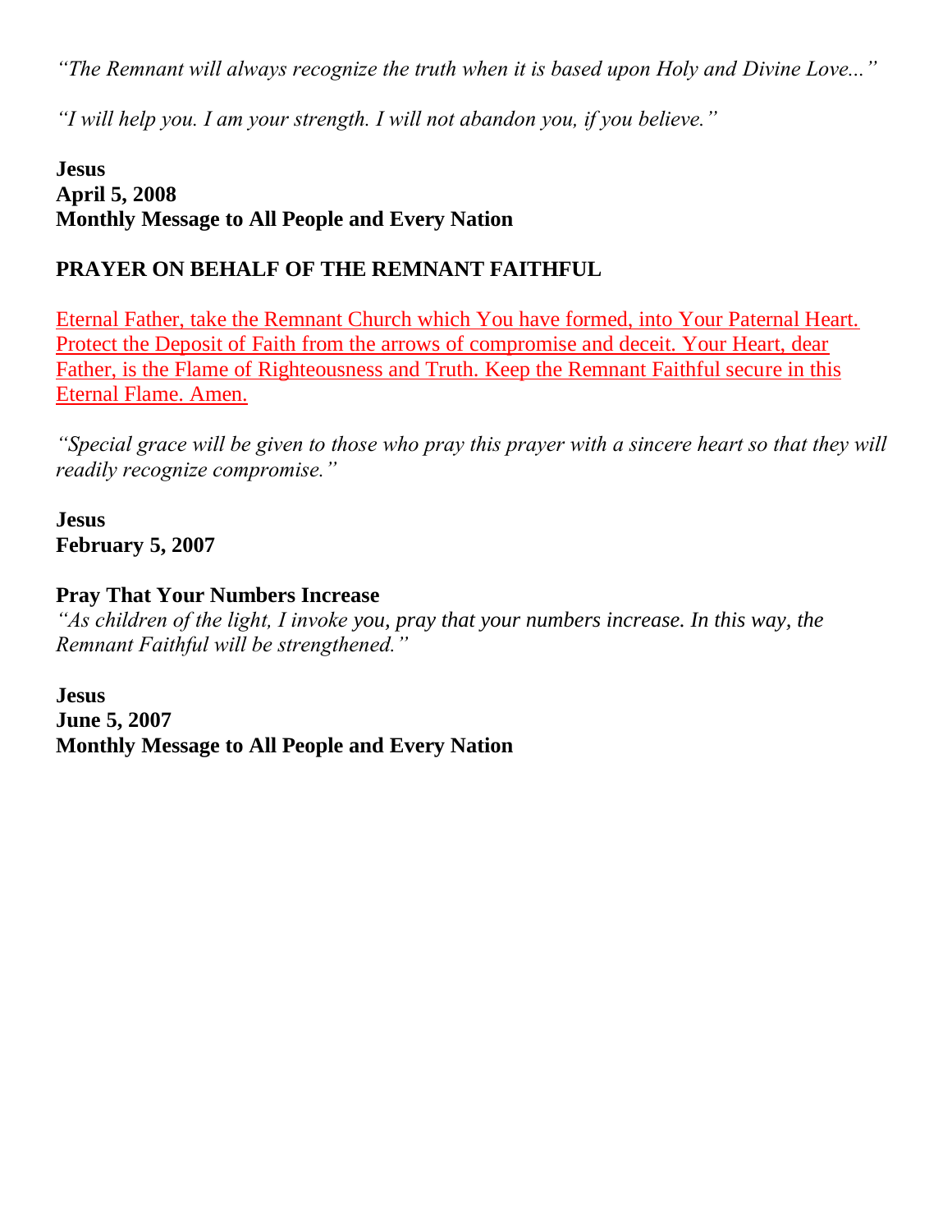*"The Remnant will always recognize the truth when it is based upon Holy and Divine Love..."*

*"I will help you. I am your strength. I will not abandon you, if you believe."*

**Jesus**
**April 5, 2008**
**Monthly Message to All People and Every Nation**

**PRAYER ON BEHALF OF THE REMNANT FAITHFUL**

Eternal Father, take the Remnant Church which You have formed, into Your Paternal Heart. Protect the Deposit of Faith from the arrows of compromise and deceit. Your Heart, dear Father, is the Flame of Righteousness and Truth. Keep the Remnant Faithful secure in this Eternal Flame. Amen.

*"Special grace will be given to those who pray this prayer with a sincere heart so that they will readily recognize compromise."*

**Jesus**
**February 5, 2007**

**Pray That Your Numbers Increase**
*"As children of the light, I invoke you, pray that your numbers increase. In this way, the Remnant Faithful will be strengthened."*

**Jesus**
**June 5, 2007**
**Monthly Message to All People and Every Nation**